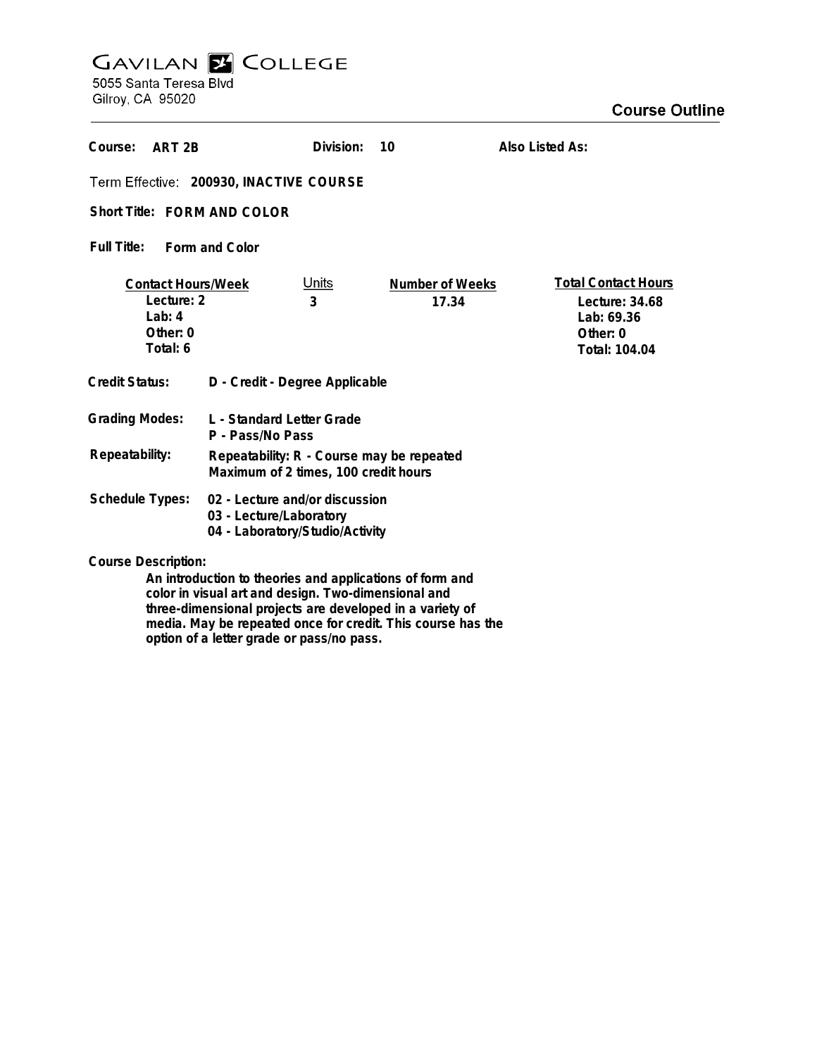# GAVILAN COLLEGE

5055 Santa Teresa Blvd
Gilroy, CA 95020

## Course Outline

**Course:** ART 2B **Division:** 10 **Also Listed As:**

**Term Effective:** 200930, INACTIVE COURSE

**Short Title:** FORM AND COLOR

**Full Title:** Form and Color

| Contact Hours/Week | Units | Number of Weeks | Total Contact Hours |
|---|---|---|---|
| Lecture: 2 | 3 | 17.34 | Lecture: 34.68 |
| Lab: 4 | | | Lab: 69.36 |
| Other: 0 | | | Other: 0 |
| Total: 6 | | | Total: 104.04 |

**Credit Status:** D - Credit - Degree Applicable

**Grading Modes:** L - Standard Letter Grade
P - Pass/No Pass

**Repeatability:** Repeatability: R - Course may be repeated
Maximum of 2 times, 100 credit hours

**Schedule Types:** 02 - Lecture and/or discussion
03 - Lecture/Laboratory
04 - Laboratory/Studio/Activity

**Course Description:**

An introduction to theories and applications of form and color in visual art and design. Two-dimensional and three-dimensional projects are developed in a variety of media. May be repeated once for credit. This course has the option of a letter grade or pass/no pass.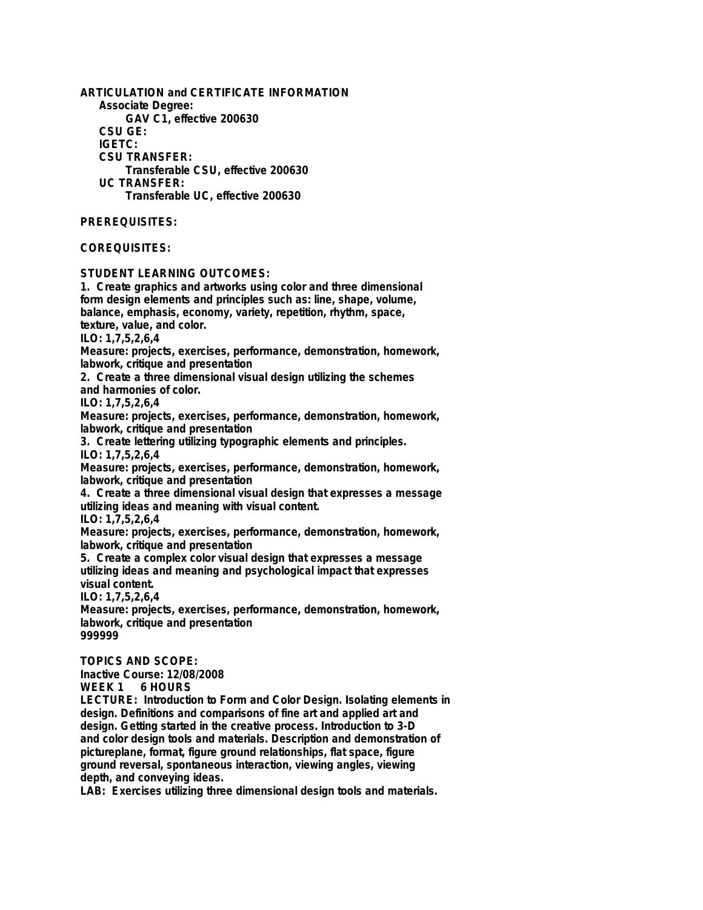**ARTICULATION and CERTIFICATE INFORMATION**

**Associate Degree:**

**GAV C1, effective 200630**

**CSU GE:**

**IGETC:**

**CSU TRANSFER:**

**Transferable CSU, effective 200630**

**UC TRANSFER:**

**Transferable UC, effective 200630**

**PREREQUISITES:**

**COREQUISITES:**

**STUDENT LEARNING OUTCOMES:**

1. Create graphics and artworks using color and three dimensional form design elements and principles such as: line, shape, volume, balance, emphasis, economy, variety, repetition, rhythm, space, texture, value, and color.
ILO: 1,7,5,2,6,4
Measure: projects, exercises, performance, demonstration, homework, labwork, critique and presentation
2. Create a three dimensional visual design utilizing the schemes and harmonies of color.
ILO: 1,7,5,2,6,4
Measure: projects, exercises, performance, demonstration, homework, labwork, critique and presentation
3. Create lettering utilizing typographic elements and principles.
ILO: 1,7,5,2,6,4
Measure: projects, exercises, performance, demonstration, homework, labwork, critique and presentation
4. Create a three dimensional visual design that expresses a message utilizing ideas and meaning with visual content.
ILO: 1,7,5,2,6,4
Measure: projects, exercises, performance, demonstration, homework, labwork, critique and presentation
5. Create a complex color visual design that expresses a message utilizing ideas and meaning and psychological impact that expresses visual content.
ILO: 1,7,5,2,6,4
Measure: projects, exercises, performance, demonstration, homework, labwork, critique and presentation

999999

**TOPICS AND SCOPE:**

Inactive Course: 12/08/2008

**WEEK 1 6 HOURS**

LECTURE: Introduction to Form and Color Design. Isolating elements in design. Definitions and comparisons of fine art and applied art and design. Getting started in the creative process. Introduction to 3-D and color design tools and materials. Description and demonstration of pictureplane, format, figure ground relationships, flat space, figure ground reversal, spontaneous interaction, viewing angles, viewing depth, and conveying ideas.

LAB: Exercises utilizing three dimensional design tools and materials.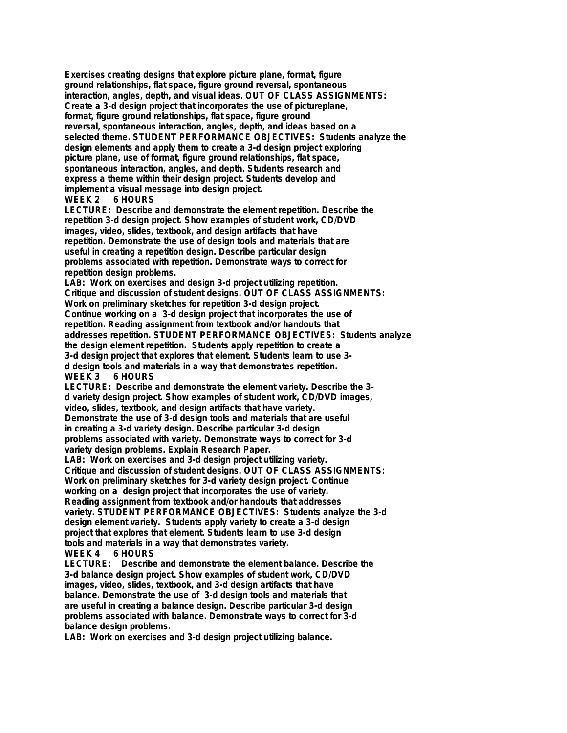Exercises creating designs that explore picture plane, format, figure ground relationships, flat space, figure ground reversal, spontaneous interaction, angles, depth, and visual ideas. **OUT OF CLASS ASSIGNMENTS:** Create a 3-d design project that incorporates the use of pictureplane, format, figure ground relationships, flat space, figure ground reversal, spontaneous interaction, angles, depth, and ideas based on a selected theme. **STUDENT PERFORMANCE OBJECTIVES:** Students analyze the design elements and apply them to create a 3-d design project exploring picture plane, use of format, figure ground relationships, flat space, spontaneous interaction, angles, and depth. Students research and express a theme within their design project. Students develop and implement a visual message into design project.

**WEEK 2 6 HOURS**

**LECTURE:** Describe and demonstrate the element repetition. Describe the repetition 3-d design project. Show examples of student work, CD/DVD images, video, slides, textbook, and design artifacts that have repetition. Demonstrate the use of design tools and materials that are useful in creating a repetition design. Describe particular design problems associated with repetition. Demonstrate ways to correct for repetition design problems.

**LAB:** Work on exercises and design 3-d project utilizing repetition. Critique and discussion of student designs. **OUT OF CLASS ASSIGNMENTS:** Work on preliminary sketches for repetition 3-d design project. Continue working on a 3-d design project that incorporates the use of repetition. Reading assignment from textbook and/or handouts that addresses repetition. **STUDENT PERFORMANCE OBJECTIVES:** Students analyze the design element repetition. Students apply repetition to create a 3-d design project that explores that element. Students learn to use 3-d design tools and materials in a way that demonstrates repetition.

**WEEK 3 6 HOURS**

**LECTURE:** Describe and demonstrate the element variety. Describe the 3-d variety design project. Show examples of student work, CD/DVD images, video, slides, textbook, and design artifacts that have variety. Demonstrate the use of 3-d design tools and materials that are useful in creating a 3-d variety design. Describe particular 3-d design problems associated with variety. Demonstrate ways to correct for 3-d variety design problems. Explain Research Paper.

**LAB:** Work on exercises and 3-d design project utilizing variety. Critique and discussion of student designs. **OUT OF CLASS ASSIGNMENTS:** Work on preliminary sketches for 3-d variety design project. Continue working on a design project that incorporates the use of variety. Reading assignment from textbook and/or handouts that addresses variety. **STUDENT PERFORMANCE OBJECTIVES:** Students analyze the 3-d design element variety. Students apply variety to create a 3-d design project that explores that element. Students learn to use 3-d design tools and materials in a way that demonstrates variety.

**WEEK 4 6 HOURS**

**LECTURE:** Describe and demonstrate the element balance. Describe the 3-d balance design project. Show examples of student work, CD/DVD images, video, slides, textbook, and 3-d design artifacts that have balance. Demonstrate the use of 3-d design tools and materials that are useful in creating a balance design. Describe particular 3-d design problems associated with balance. Demonstrate ways to correct for 3-d balance design problems.

**LAB:** Work on exercises and 3-d design project utilizing balance.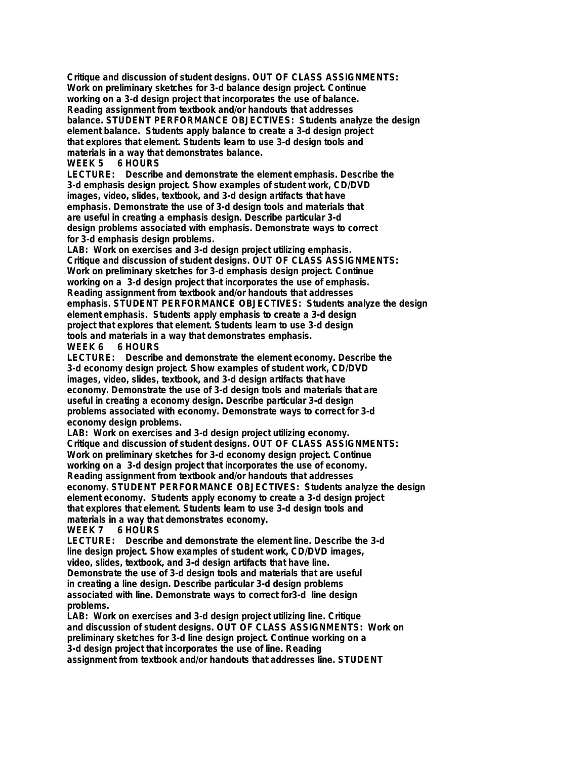Critique and discussion of student designs. OUT OF CLASS ASSIGNMENTS: Work on preliminary sketches for 3-d balance design project. Continue working on a 3-d design project that incorporates the use of balance. Reading assignment from textbook and/or handouts that addresses balance. STUDENT PERFORMANCE OBJECTIVES: Students analyze the design element balance. Students apply balance to create a 3-d design project that explores that element. Students learn to use 3-d design tools and materials in a way that demonstrates balance.

**WEEK 5 6 HOURS**

LECTURE: Describe and demonstrate the element emphasis. Describe the 3-d emphasis design project. Show examples of student work, CD/DVD images, video, slides, textbook, and 3-d design artifacts that have emphasis. Demonstrate the use of 3-d design tools and materials that are useful in creating a emphasis design. Describe particular 3-d design problems associated with emphasis. Demonstrate ways to correct for 3-d emphasis design problems.

LAB: Work on exercises and 3-d design project utilizing emphasis. Critique and discussion of student designs. OUT OF CLASS ASSIGNMENTS: Work on preliminary sketches for 3-d emphasis design project. Continue working on a 3-d design project that incorporates the use of emphasis. Reading assignment from textbook and/or handouts that addresses emphasis. STUDENT PERFORMANCE OBJECTIVES: Students analyze the design element emphasis. Students apply emphasis to create a 3-d design project that explores that element. Students learn to use 3-d design tools and materials in a way that demonstrates emphasis.

**WEEK 6 6 HOURS**

LECTURE: Describe and demonstrate the element economy. Describe the 3-d economy design project. Show examples of student work, CD/DVD images, video, slides, textbook, and 3-d design artifacts that have economy. Demonstrate the use of 3-d design tools and materials that are useful in creating a economy design. Describe particular 3-d design problems associated with economy. Demonstrate ways to correct for 3-d economy design problems.

LAB: Work on exercises and 3-d design project utilizing economy. Critique and discussion of student designs. OUT OF CLASS ASSIGNMENTS: Work on preliminary sketches for 3-d economy design project. Continue working on a 3-d design project that incorporates the use of economy. Reading assignment from textbook and/or handouts that addresses economy. STUDENT PERFORMANCE OBJECTIVES: Students analyze the design element economy. Students apply economy to create a 3-d design project that explores that element. Students learn to use 3-d design tools and materials in a way that demonstrates economy.

**WEEK 7 6 HOURS**

LECTURE: Describe and demonstrate the element line. Describe the 3-d line design project. Show examples of student work, CD/DVD images, video, slides, textbook, and 3-d design artifacts that have line. Demonstrate the use of 3-d design tools and materials that are useful in creating a line design. Describe particular 3-d design problems associated with line. Demonstrate ways to correct for3-d line design problems.

LAB: Work on exercises and 3-d design project utilizing line. Critique and discussion of student designs. OUT OF CLASS ASSIGNMENTS: Work on preliminary sketches for 3-d line design project. Continue working on a 3-d design project that incorporates the use of line. Reading assignment from textbook and/or handouts that addresses line. STUDENT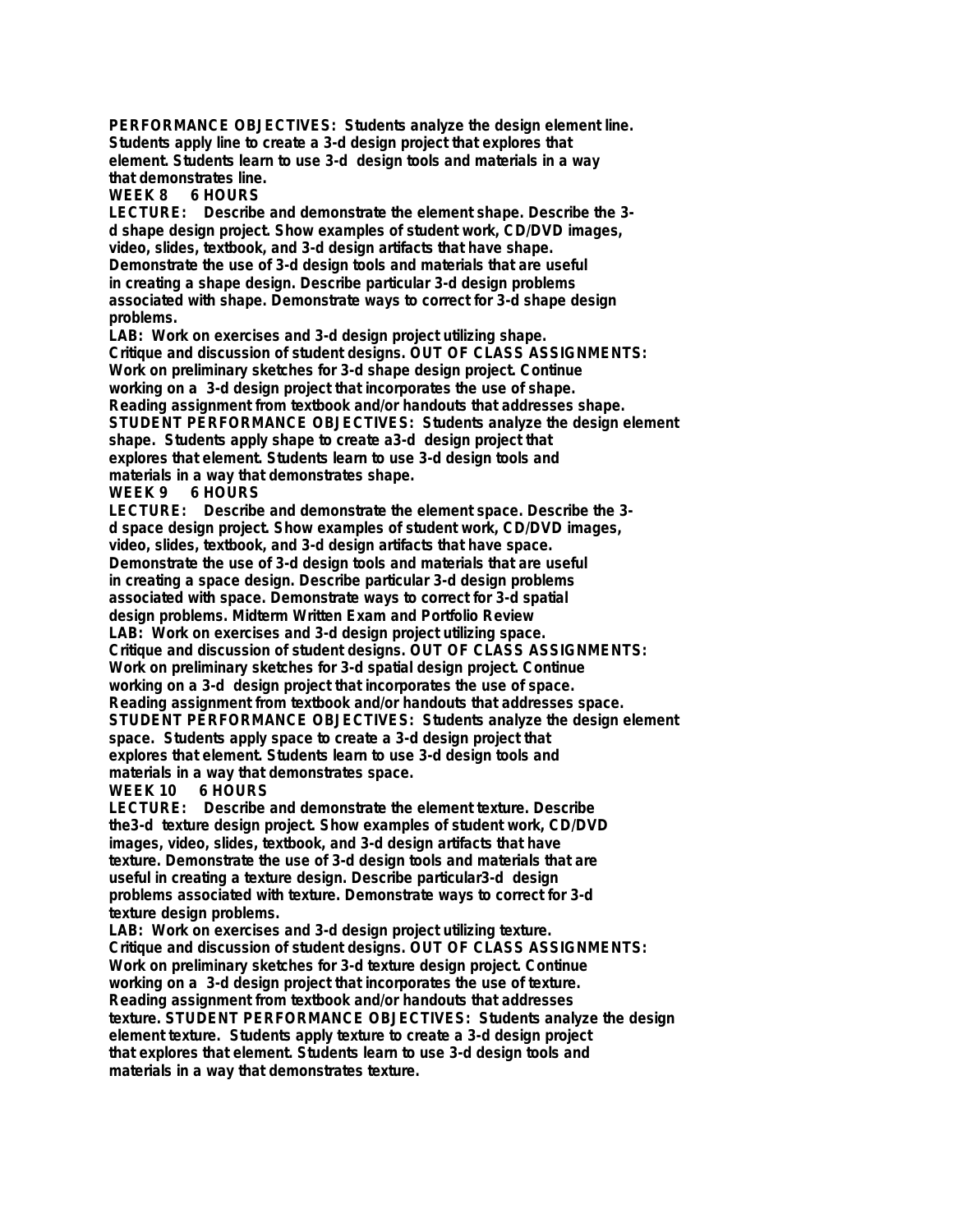**PERFORMANCE OBJECTIVES:** Students analyze the design element line. Students apply line to create a 3-d design project that explores that element. Students learn to use 3-d design tools and materials in a way that demonstrates line.

**WEEK 8 6 HOURS**

**LECTURE:** Describe and demonstrate the element shape. Describe the 3-d shape design project. Show examples of student work, CD/DVD images, video, slides, textbook, and 3-d design artifacts that have shape. Demonstrate the use of 3-d design tools and materials that are useful in creating a shape design. Describe particular 3-d design problems associated with shape. Demonstrate ways to correct for 3-d shape design problems.

**LAB:** Work on exercises and 3-d design project utilizing shape. Critique and discussion of student designs. **OUT OF CLASS ASSIGNMENTS:** Work on preliminary sketches for 3-d shape design project. Continue working on a 3-d design project that incorporates the use of shape. Reading assignment from textbook and/or handouts that addresses shape. **STUDENT PERFORMANCE OBJECTIVES:** Students analyze the design element shape. Students apply shape to create a3-d design project that explores that element. Students learn to use 3-d design tools and materials in a way that demonstrates shape.

**WEEK 9 6 HOURS**

**LECTURE:** Describe and demonstrate the element space. Describe the 3-d space design project. Show examples of student work, CD/DVD images, video, slides, textbook, and 3-d design artifacts that have space. Demonstrate the use of 3-d design tools and materials that are useful in creating a space design. Describe particular 3-d design problems associated with space. Demonstrate ways to correct for 3-d spatial design problems. Midterm Written Exam and Portfolio Review

**LAB:** Work on exercises and 3-d design project utilizing space. Critique and discussion of student designs. **OUT OF CLASS ASSIGNMENTS:** Work on preliminary sketches for 3-d spatial design project. Continue working on a 3-d design project that incorporates the use of space. Reading assignment from textbook and/or handouts that addresses space. **STUDENT PERFORMANCE OBJECTIVES:** Students analyze the design element space. Students apply space to create a 3-d design project that explores that element. Students learn to use 3-d design tools and materials in a way that demonstrates space.

**WEEK 10 6 HOURS**

**LECTURE:** Describe and demonstrate the element texture. Describe the3-d texture design project. Show examples of student work, CD/DVD images, video, slides, textbook, and 3-d design artifacts that have texture. Demonstrate the use of 3-d design tools and materials that are useful in creating a texture design. Describe particular3-d design problems associated with texture. Demonstrate ways to correct for 3-d texture design problems.

**LAB:** Work on exercises and 3-d design project utilizing texture. Critique and discussion of student designs. **OUT OF CLASS ASSIGNMENTS:** Work on preliminary sketches for 3-d texture design project. Continue working on a 3-d design project that incorporates the use of texture. Reading assignment from textbook and/or handouts that addresses texture. **STUDENT PERFORMANCE OBJECTIVES:** Students analyze the design element texture. Students apply texture to create a 3-d design project that explores that element. Students learn to use 3-d design tools and materials in a way that demonstrates texture.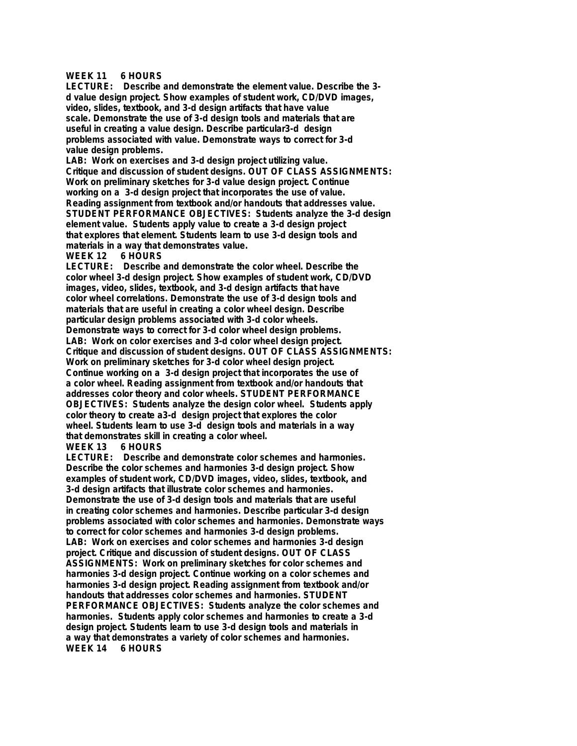**WEEK 11 6 HOURS**

**LECTURE:** Describe and demonstrate the element value. Describe the 3-d value design project. Show examples of student work, CD/DVD images, video, slides, textbook, and 3-d design artifacts that have value scale. Demonstrate the use of 3-d design tools and materials that are useful in creating a value design. Describe particular3-d design problems associated with value. Demonstrate ways to correct for 3-d value design problems.

**LAB:** Work on exercises and 3-d design project utilizing value. Critique and discussion of student designs. **OUT OF CLASS ASSIGNMENTS:** Work on preliminary sketches for 3-d value design project. Continue working on a 3-d design project that incorporates the use of value. Reading assignment from textbook and/or handouts that addresses value. **STUDENT PERFORMANCE OBJECTIVES:** Students analyze the 3-d design element value. Students apply value to create a 3-d design project that explores that element. Students learn to use 3-d design tools and materials in a way that demonstrates value.

**WEEK 12 6 HOURS**

**LECTURE:** Describe and demonstrate the color wheel. Describe the color wheel 3-d design project. Show examples of student work, CD/DVD images, video, slides, textbook, and 3-d design artifacts that have color wheel correlations. Demonstrate the use of 3-d design tools and materials that are useful in creating a color wheel design. Describe particular design problems associated with 3-d color wheels. Demonstrate ways to correct for 3-d color wheel design problems.

**LAB:** Work on color exercises and 3-d color wheel design project. Critique and discussion of student designs. **OUT OF CLASS ASSIGNMENTS:** Work on preliminary sketches for 3-d color wheel design project. Continue working on a 3-d design project that incorporates the use of a color wheel. Reading assignment from textbook and/or handouts that addresses color theory and color wheels. **STUDENT PERFORMANCE OBJECTIVES:** Students analyze the design color wheel. Students apply color theory to create a3-d design project that explores the color wheel. Students learn to use 3-d design tools and materials in a way that demonstrates skill in creating a color wheel.

**WEEK 13 6 HOURS**

**LECTURE:** Describe and demonstrate color schemes and harmonies. Describe the color schemes and harmonies 3-d design project. Show examples of student work, CD/DVD images, video, slides, textbook, and 3-d design artifacts that illustrate color schemes and harmonies. Demonstrate the use of 3-d design tools and materials that are useful in creating color schemes and harmonies. Describe particular 3-d design problems associated with color schemes and harmonies. Demonstrate ways to correct for color schemes and harmonies 3-d design problems.

**LAB:** Work on exercises and color schemes and harmonies 3-d design project. Critique and discussion of student designs. **OUT OF CLASS ASSIGNMENTS:** Work on preliminary sketches for color schemes and harmonies 3-d design project. Continue working on a color schemes and harmonies 3-d design project. Reading assignment from textbook and/or handouts that addresses color schemes and harmonies. **STUDENT PERFORMANCE OBJECTIVES:** Students analyze the color schemes and harmonies. Students apply color schemes and harmonies to create a 3-d design project. Students learn to use 3-d design tools and materials in a way that demonstrates a variety of color schemes and harmonies.

**WEEK 14 6 HOURS**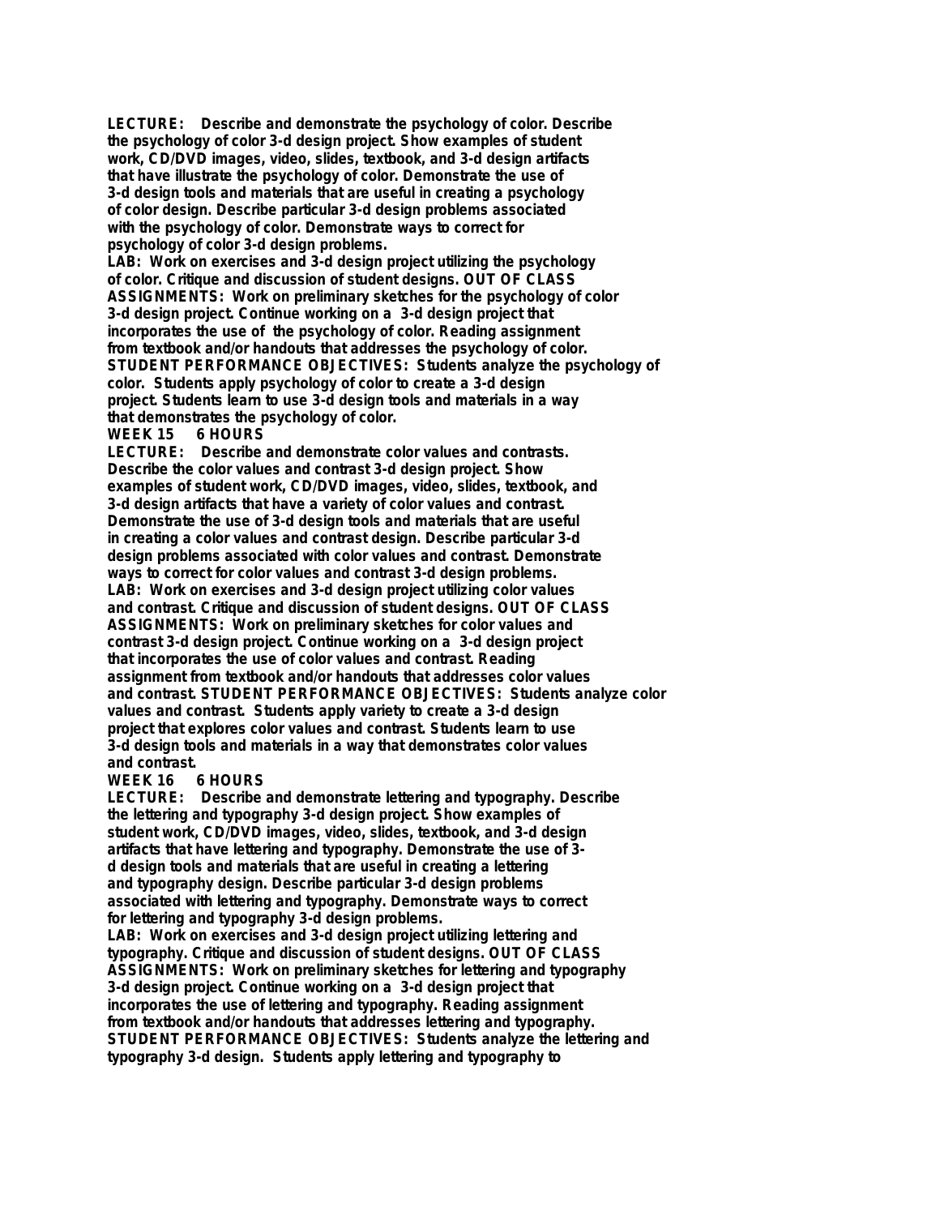**LECTURE:** Describe and demonstrate the psychology of color. Describe the psychology of color 3-d design project. Show examples of student work, CD/DVD images, video, slides, textbook, and 3-d design artifacts that have illustrate the psychology of color. Demonstrate the use of 3-d design tools and materials that are useful in creating a psychology of color design. Describe particular 3-d design problems associated with the psychology of color. Demonstrate ways to correct for psychology of color 3-d design problems.

**LAB:** Work on exercises and 3-d design project utilizing the psychology of color. Critique and discussion of student designs. **OUT OF CLASS ASSIGNMENTS:** Work on preliminary sketches for the psychology of color 3-d design project. Continue working on a 3-d design project that incorporates the use of the psychology of color. Reading assignment from textbook and/or handouts that addresses the psychology of color. **STUDENT PERFORMANCE OBJECTIVES:** Students analyze the psychology of color. Students apply psychology of color to create a 3-d design project. Students learn to use 3-d design tools and materials in a way that demonstrates the psychology of color.

**WEEK 15 6 HOURS**

**LECTURE:** Describe and demonstrate color values and contrasts. Describe the color values and contrast 3-d design project. Show examples of student work, CD/DVD images, video, slides, textbook, and 3-d design artifacts that have a variety of color values and contrast. Demonstrate the use of 3-d design tools and materials that are useful in creating a color values and contrast design. Describe particular 3-d design problems associated with color values and contrast. Demonstrate ways to correct for color values and contrast 3-d design problems.

**LAB:** Work on exercises and 3-d design project utilizing color values and contrast. Critique and discussion of student designs. **OUT OF CLASS ASSIGNMENTS:** Work on preliminary sketches for color values and contrast 3-d design project. Continue working on a 3-d design project that incorporates the use of color values and contrast. Reading assignment from textbook and/or handouts that addresses color values and contrast. **STUDENT PERFORMANCE OBJECTIVES:** Students analyze color values and contrast. Students apply variety to create a 3-d design project that explores color values and contrast. Students learn to use 3-d design tools and materials in a way that demonstrates color values and contrast.

**WEEK 16 6 HOURS**

**LECTURE:** Describe and demonstrate lettering and typography. Describe the lettering and typography 3-d design project. Show examples of student work, CD/DVD images, video, slides, textbook, and 3-d design artifacts that have lettering and typography. Demonstrate the use of 3-d design tools and materials that are useful in creating a lettering and typography design. Describe particular 3-d design problems associated with lettering and typography. Demonstrate ways to correct for lettering and typography 3-d design problems.

**LAB:** Work on exercises and 3-d design project utilizing lettering and typography. Critique and discussion of student designs. **OUT OF CLASS ASSIGNMENTS:** Work on preliminary sketches for lettering and typography 3-d design project. Continue working on a 3-d design project that incorporates the use of lettering and typography. Reading assignment from textbook and/or handouts that addresses lettering and typography. **STUDENT PERFORMANCE OBJECTIVES:** Students analyze the lettering and typography 3-d design. Students apply lettering and typography to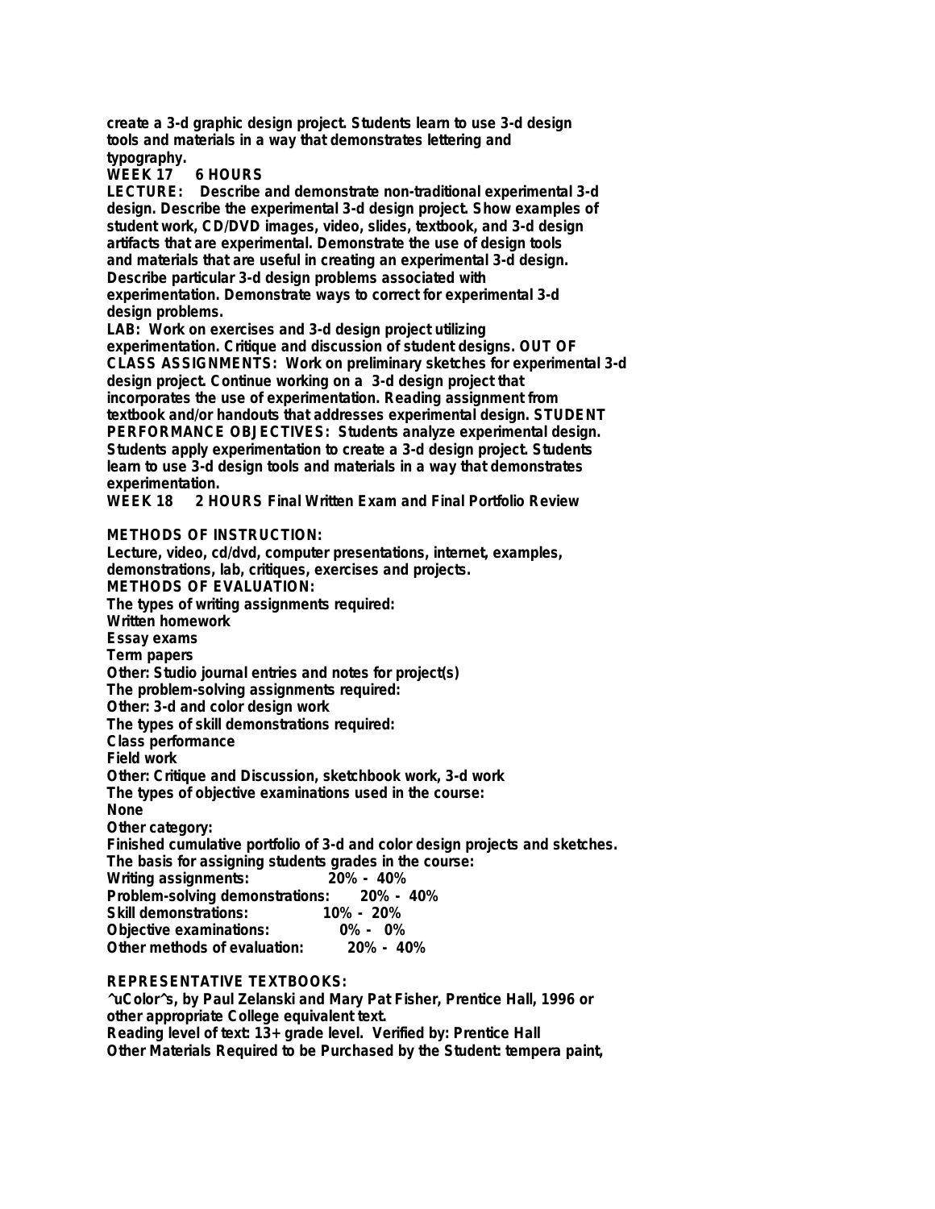create a 3-d graphic design project. Students learn to use 3-d design tools and materials in a way that demonstrates lettering and typography.

**WEEK 17 6 HOURS**

**LECTURE:** Describe and demonstrate non-traditional experimental 3-d design. Describe the experimental 3-d design project. Show examples of student work, CD/DVD images, video, slides, textbook, and 3-d design artifacts that are experimental. Demonstrate the use of design tools and materials that are useful in creating an experimental 3-d design. Describe particular 3-d design problems associated with experimentation. Demonstrate ways to correct for experimental 3-d design problems.

**LAB:** Work on exercises and 3-d design project utilizing experimentation. Critique and discussion of student designs. **OUT OF CLASS ASSIGNMENTS:** Work on preliminary sketches for experimental 3-d design project. Continue working on a 3-d design project that incorporates the use of experimentation. Reading assignment from textbook and/or handouts that addresses experimental design. **STUDENT PERFORMANCE OBJECTIVES:** Students analyze experimental design. Students apply experimentation to create a 3-d design project. Students learn to use 3-d design tools and materials in a way that demonstrates experimentation.

**WEEK 18 2 HOURS** Final Written Exam and Final Portfolio Review

## METHODS OF INSTRUCTION:

Lecture, video, cd/dvd, computer presentations, internet, examples, demonstrations, lab, critiques, exercises and projects.

## METHODS OF EVALUATION:

The types of writing assignments required:
Written homework
Essay exams
Term papers
Other: Studio journal entries and notes for project(s)
The problem-solving assignments required:
Other: 3-d and color design work
The types of skill demonstrations required:
Class performance
Field work
Other: Critique and Discussion, sketchbook work, 3-d work
The types of objective examinations used in the course:
None
Other category:
Finished cumulative portfolio of 3-d and color design projects and sketches.
The basis for assigning students grades in the course:

| | |
|---|---|
| Writing assignments: | 20% - 40% |
| Problem-solving demonstrations: | 20% - 40% |
| Skill demonstrations: | 10% - 20% |
| Objective examinations: | 0% - 0% |
| Other methods of evaluation: | 20% - 40% |

## REPRESENTATIVE TEXTBOOKS:

^uColor^s, by Paul Zelanski and Mary Pat Fisher, Prentice Hall, 1996 or other appropriate College equivalent text.
Reading level of text: 13+ grade level. Verified by: Prentice Hall
Other Materials Required to be Purchased by the Student: tempera paint,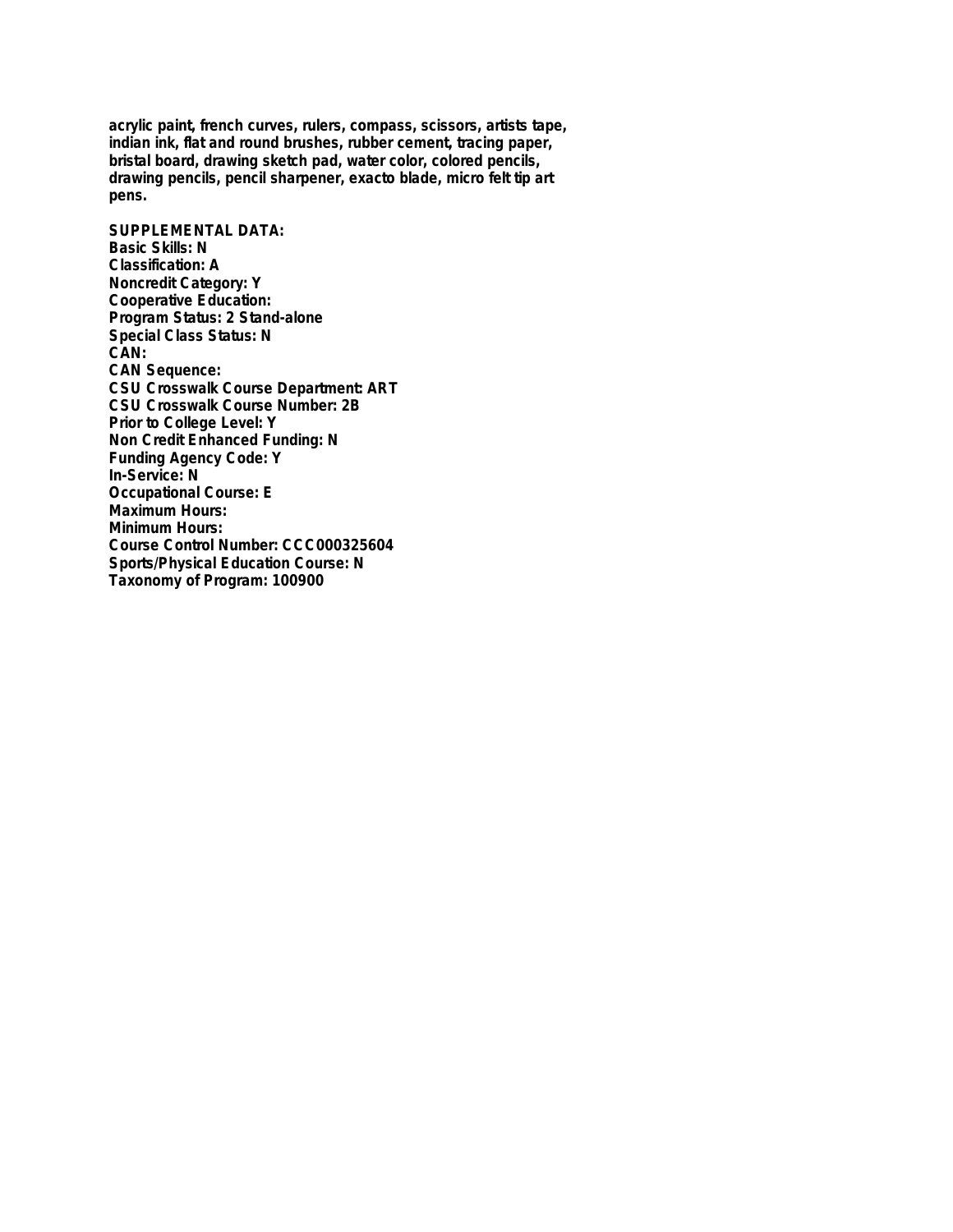**acrylic paint, french curves, rulers, compass, scissors, artists tape, indian ink, flat and round brushes, rubber cement, tracing paper, bristal board, drawing sketch pad, water color, colored pencils, drawing pencils, pencil sharpener, exacto blade, micro felt tip art pens.**

**SUPPLEMENTAL DATA:**
**Basic Skills: N**
**Classification: A**
**Noncredit Category: Y**
**Cooperative Education:**
**Program Status: 2 Stand-alone**
**Special Class Status: N**
**CAN:**
**CAN Sequence:**
**CSU Crosswalk Course Department: ART**
**CSU Crosswalk Course Number: 2B**
**Prior to College Level: Y**
**Non Credit Enhanced Funding: N**
**Funding Agency Code: Y**
**In-Service: N**
**Occupational Course: E**
**Maximum Hours:**
**Minimum Hours:**
**Course Control Number: CCC000325604**
**Sports/Physical Education Course: N**
**Taxonomy of Program: 100900**